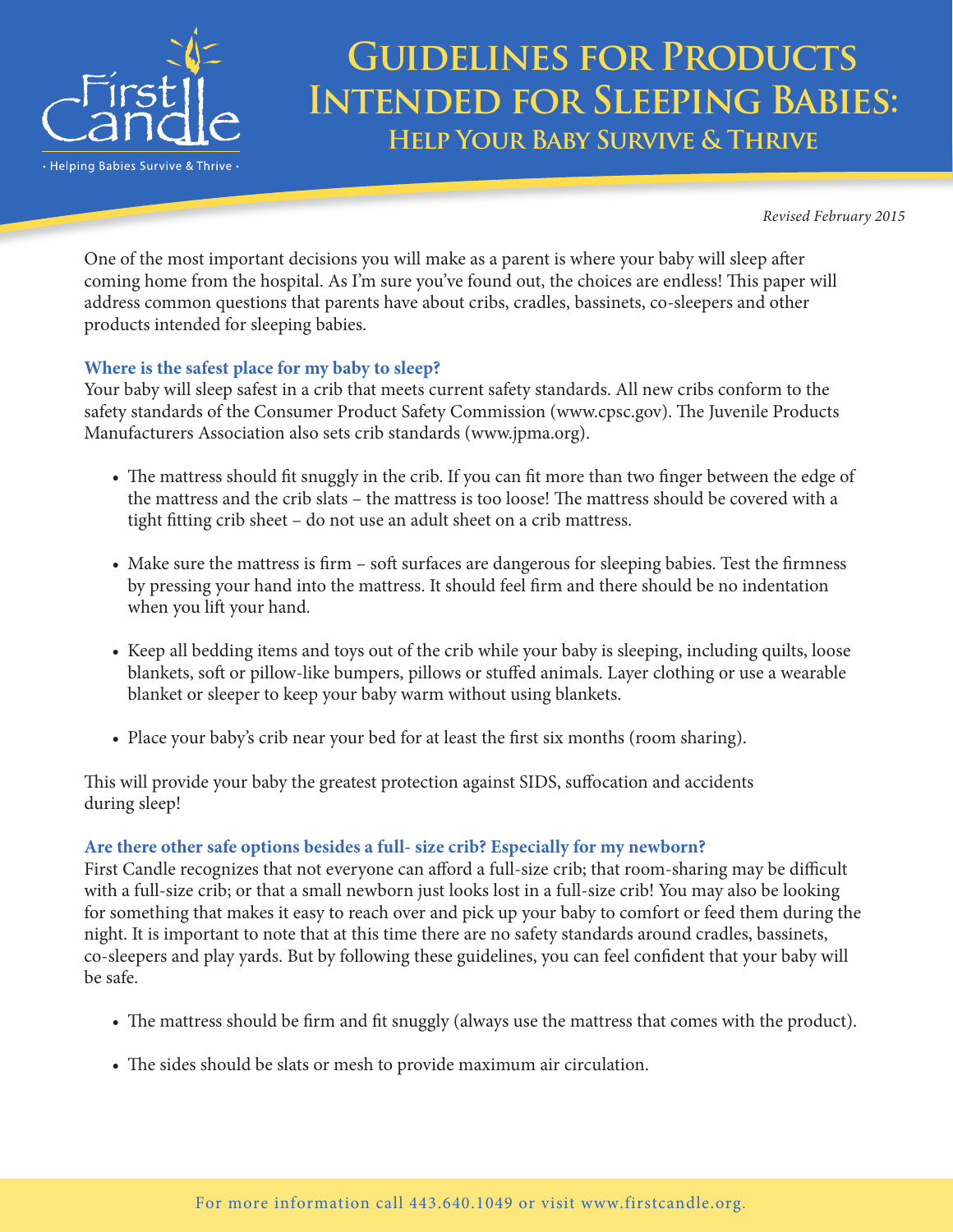# Guidelines for Products Intended for Sleeping Babies:

## Help Your Baby Survive & Thrive

*Revised February 2015*

One of the most important decisions you will make as a parent is where your baby will sleep after coming home from the hospital. As I'm sure you've found out, the choices are endless! This paper will address common questions that parents have about cribs, cradles, bassinets, co-sleepers and other products intended for sleeping babies.

### Where is the safest place for my baby to sleep?

Your baby will sleep safest in a crib that meets current safety standards. All new cribs conform to the safety standards of the Consumer Product Safety Commission (www.cpsc.gov). The Juvenile Products Manufacturers Association also sets crib standards (www.jpma.org).

- The mattress should fit snuggly in the crib. If you can fit more than two finger between the edge of the mattress and the crib slats – the mattress is too loose! The mattress should be covered with a tight fitting crib sheet – do not use an adult sheet on a crib mattress.
- Make sure the mattress is firm – soft surfaces are dangerous for sleeping babies. Test the firmness by pressing your hand into the mattress. It should feel firm and there should be no indentation when you lift your hand.
- Keep all bedding items and toys out of the crib while your baby is sleeping, including quilts, loose blankets, soft or pillow-like bumpers, pillows or stuffed animals. Layer clothing or use a wearable blanket or sleeper to keep your baby warm without using blankets.
- Place your baby's crib near your bed for at least the first six months (room sharing).

This will provide your baby the greatest protection against SIDS, suffocation and accidents during sleep!

### Are there other safe options besides a full- size crib? Especially for my newborn?

First Candle recognizes that not everyone can afford a full-size crib; that room-sharing may be difficult with a full-size crib; or that a small newborn just looks lost in a full-size crib! You may also be looking for something that makes it easy to reach over and pick up your baby to comfort or feed them during the night. It is important to note that at this time there are no safety standards around cradles, bassinets, co-sleepers and play yards. But by following these guidelines, you can feel confident that your baby will be safe.

- The mattress should be firm and fit snuggly (always use the mattress that comes with the product).
- The sides should be slats or mesh to provide maximum air circulation.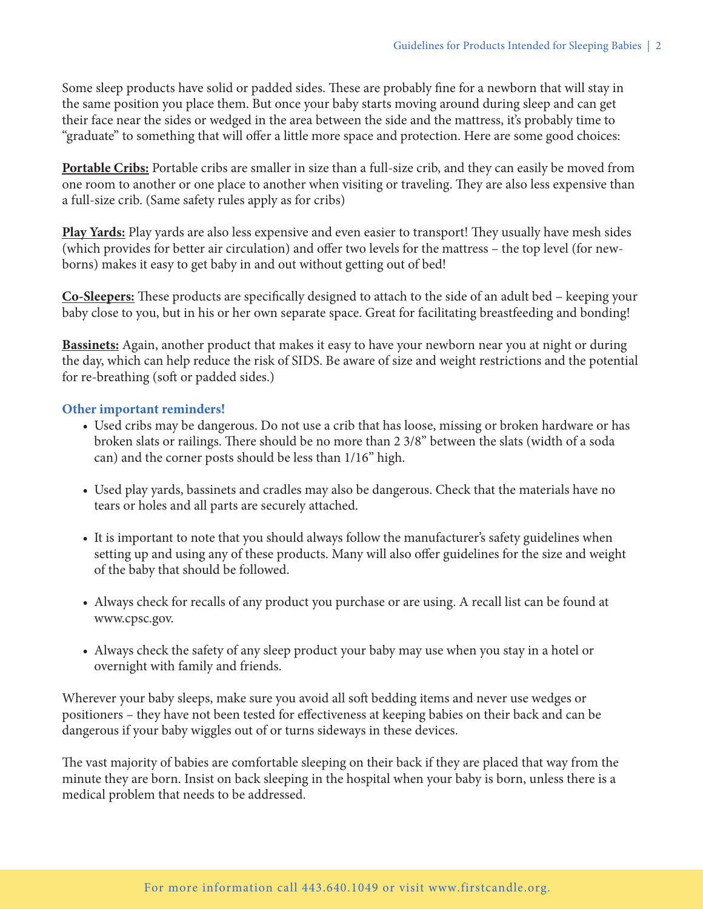Some sleep products have solid or padded sides. These are probably fine for a newborn that will stay in the same position you place them. But once your baby starts moving around during sleep and can get their face near the sides or wedged in the area between the side and the mattress, it's probably time to "graduate" to something that will offer a little more space and protection. Here are some good choices:

**Portable Cribs:** Portable cribs are smaller in size than a full-size crib, and they can easily be moved from one room to another or one place to another when visiting or traveling. They are also less expensive than a full-size crib. (Same safety rules apply as for cribs)

**Play Yards:** Play yards are also less expensive and even easier to transport! They usually have mesh sides (which provides for better air circulation) and offer two levels for the mattress – the top level (for newborns) makes it easy to get baby in and out without getting out of bed!

**Co-Sleepers:** These products are specifically designed to attach to the side of an adult bed – keeping your baby close to you, but in his or her own separate space. Great for facilitating breastfeeding and bonding!

**Bassinets:** Again, another product that makes it easy to have your newborn near you at night or during the day, which can help reduce the risk of SIDS. Be aware of size and weight restrictions and the potential for re-breathing (soft or padded sides.)

### Other important reminders!

- Used cribs may be dangerous. Do not use a crib that has loose, missing or broken hardware or has broken slats or railings. There should be no more than 2 3/8" between the slats (width of a soda can) and the corner posts should be less than 1/16" high.
- Used play yards, bassinets and cradles may also be dangerous. Check that the materials have no tears or holes and all parts are securely attached.
- It is important to note that you should always follow the manufacturer's safety guidelines when setting up and using any of these products. Many will also offer guidelines for the size and weight of the baby that should be followed.
- Always check for recalls of any product you purchase or are using. A recall list can be found at www.cpsc.gov.
- Always check the safety of any sleep product your baby may use when you stay in a hotel or overnight with family and friends.

Wherever your baby sleeps, make sure you avoid all soft bedding items and never use wedges or positioners – they have not been tested for effectiveness at keeping babies on their back and can be dangerous if your baby wiggles out of or turns sideways in these devices.

The vast majority of babies are comfortable sleeping on their back if they are placed that way from the minute they are born. Insist on back sleeping in the hospital when your baby is born, unless there is a medical problem that needs to be addressed.

For more information call 443.640.1049 or visit www.firstcandle.org.